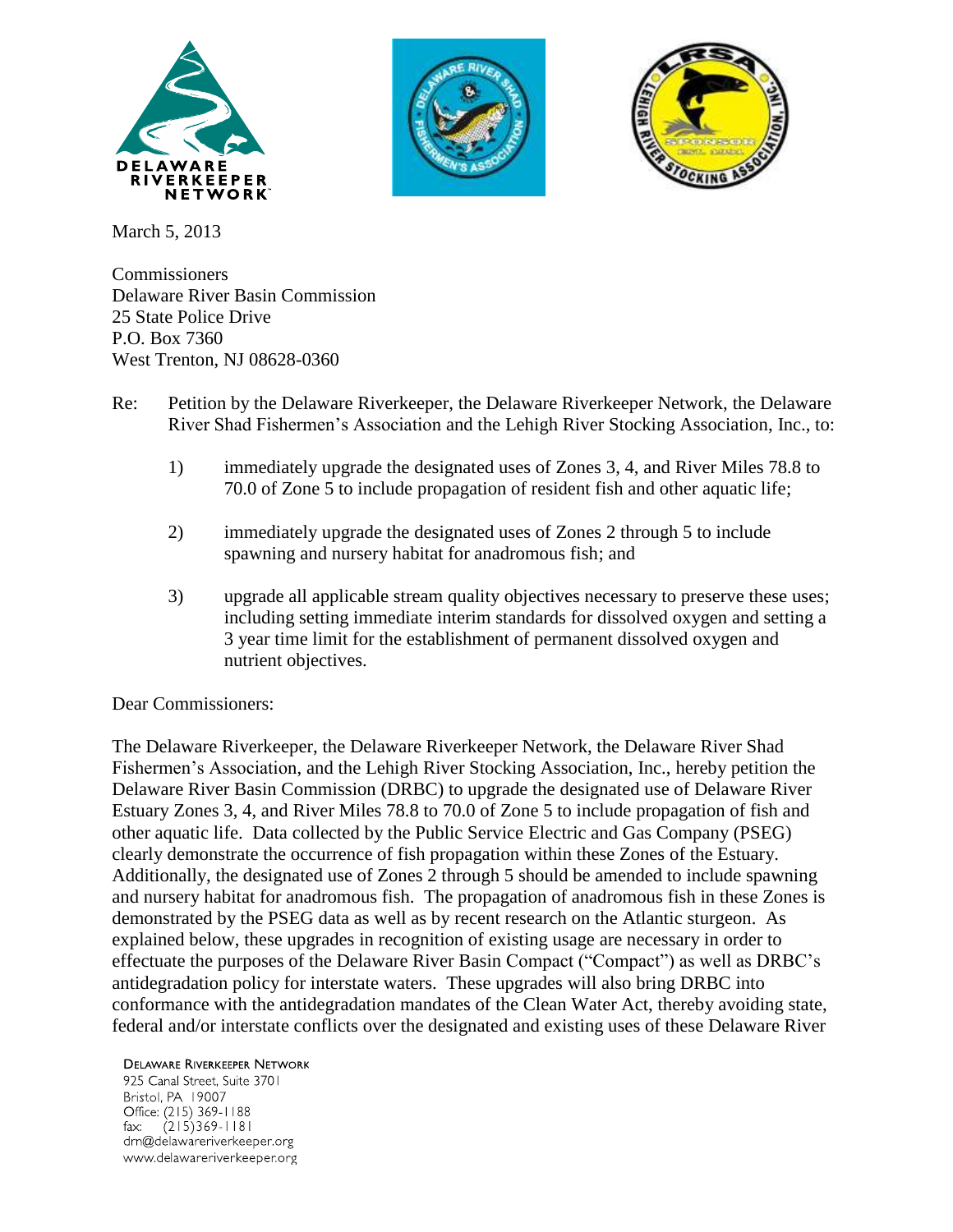March 5, 2013

Commissioners
Delaware River Basin Commission
25 State Police Drive
P.O. Box 7360
West Trenton, NJ 08628-0360

Re: Petition by the Delaware Riverkeeper, the Delaware Riverkeeper Network, the Delaware River Shad Fishermen's Association and the Lehigh River Stocking Association, Inc., to:

1) immediately upgrade the designated uses of Zones 3, 4, and River Miles 78.8 to 70.0 of Zone 5 to include propagation of resident fish and other aquatic life;

2) immediately upgrade the designated uses of Zones 2 through 5 to include spawning and nursery habitat for anadromous fish; and

3) upgrade all applicable stream quality objectives necessary to preserve these uses; including setting immediate interim standards for dissolved oxygen and setting a 3 year time limit for the establishment of permanent dissolved oxygen and nutrient objectives.

Dear Commissioners:

The Delaware Riverkeeper, the Delaware Riverkeeper Network, the Delaware River Shad Fishermen's Association, and the Lehigh River Stocking Association, Inc., hereby petition the Delaware River Basin Commission (DRBC) to upgrade the designated use of Delaware River Estuary Zones 3, 4, and River Miles 78.8 to 70.0 of Zone 5 to include propagation of fish and other aquatic life. Data collected by the Public Service Electric and Gas Company (PSEG) clearly demonstrate the occurrence of fish propagation within these Zones of the Estuary. Additionally, the designated use of Zones 2 through 5 should be amended to include spawning and nursery habitat for anadromous fish. The propagation of anadromous fish in these Zones is demonstrated by the PSEG data as well as by recent research on the Atlantic sturgeon. As explained below, these upgrades in recognition of existing usage are necessary in order to effectuate the purposes of the Delaware River Basin Compact ("Compact") as well as DRBC's antidegradation policy for interstate waters. These upgrades will also bring DRBC into conformance with the antidegradation mandates of the Clean Water Act, thereby avoiding state, federal and/or interstate conflicts over the designated and existing uses of these Delaware River

DELAWARE RIVERKEEPER NETWORK
925 Canal Street, Suite 3701
Bristol, PA 19007
Office: (215) 369-1188
fax: (215)369-1181
drn@delawareriverkeeper.org
www.delawareriverkeeper.org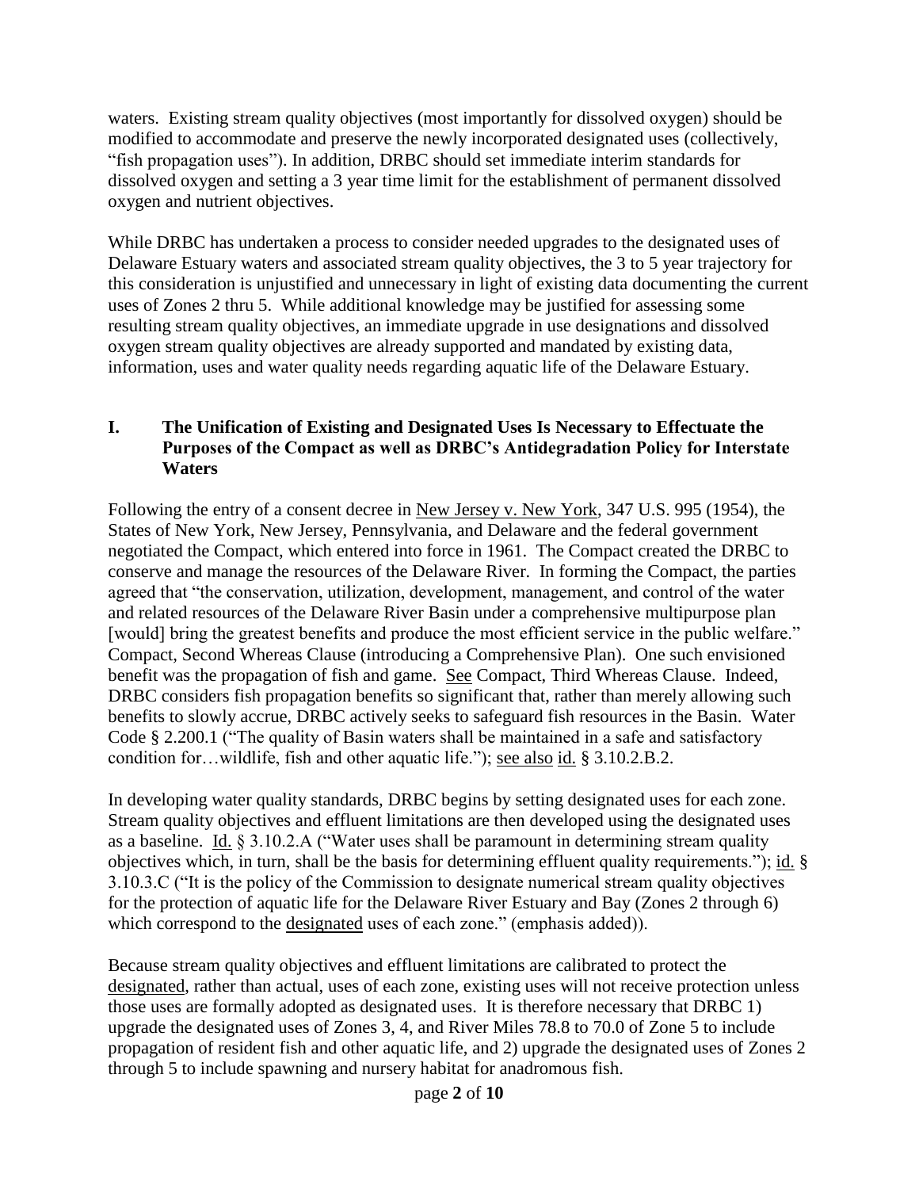waters. Existing stream quality objectives (most importantly for dissolved oxygen) should be modified to accommodate and preserve the newly incorporated designated uses (collectively, "fish propagation uses"). In addition, DRBC should set immediate interim standards for dissolved oxygen and setting a 3 year time limit for the establishment of permanent dissolved oxygen and nutrient objectives.

While DRBC has undertaken a process to consider needed upgrades to the designated uses of Delaware Estuary waters and associated stream quality objectives, the 3 to 5 year trajectory for this consideration is unjustified and unnecessary in light of existing data documenting the current uses of Zones 2 thru 5. While additional knowledge may be justified for assessing some resulting stream quality objectives, an immediate upgrade in use designations and dissolved oxygen stream quality objectives are already supported and mandated by existing data, information, uses and water quality needs regarding aquatic life of the Delaware Estuary.

## I. The Unification of Existing and Designated Uses Is Necessary to Effectuate the Purposes of the Compact as well as DRBC's Antidegradation Policy for Interstate Waters

Following the entry of a consent decree in New Jersey v. New York, 347 U.S. 995 (1954), the States of New York, New Jersey, Pennsylvania, and Delaware and the federal government negotiated the Compact, which entered into force in 1961. The Compact created the DRBC to conserve and manage the resources of the Delaware River. In forming the Compact, the parties agreed that "the conservation, utilization, development, management, and control of the water and related resources of the Delaware River Basin under a comprehensive multipurpose plan [would] bring the greatest benefits and produce the most efficient service in the public welfare." Compact, Second Whereas Clause (introducing a Comprehensive Plan). One such envisioned benefit was the propagation of fish and game. See Compact, Third Whereas Clause. Indeed, DRBC considers fish propagation benefits so significant that, rather than merely allowing such benefits to slowly accrue, DRBC actively seeks to safeguard fish resources in the Basin. Water Code § 2.200.1 ("The quality of Basin waters shall be maintained in a safe and satisfactory condition for…wildlife, fish and other aquatic life."); see also id. § 3.10.2.B.2.

In developing water quality standards, DRBC begins by setting designated uses for each zone. Stream quality objectives and effluent limitations are then developed using the designated uses as a baseline. Id. § 3.10.2.A ("Water uses shall be paramount in determining stream quality objectives which, in turn, shall be the basis for determining effluent quality requirements."); id. § 3.10.3.C ("It is the policy of the Commission to designate numerical stream quality objectives for the protection of aquatic life for the Delaware River Estuary and Bay (Zones 2 through 6) which correspond to the designated uses of each zone." (emphasis added)).

Because stream quality objectives and effluent limitations are calibrated to protect the designated, rather than actual, uses of each zone, existing uses will not receive protection unless those uses are formally adopted as designated uses. It is therefore necessary that DRBC 1) upgrade the designated uses of Zones 3, 4, and River Miles 78.8 to 70.0 of Zone 5 to include propagation of resident fish and other aquatic life, and 2) upgrade the designated uses of Zones 2 through 5 to include spawning and nursery habitat for anadromous fish.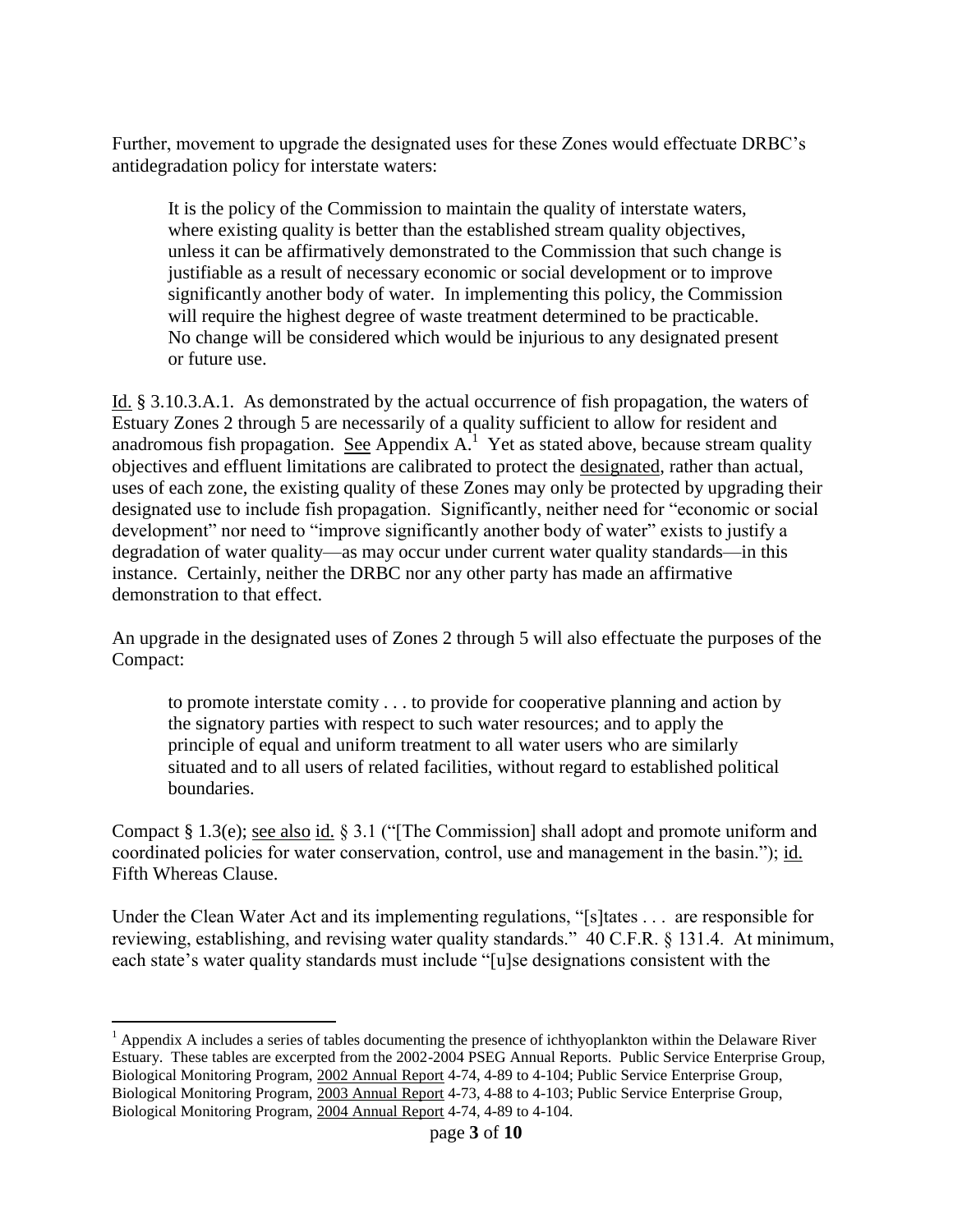Further, movement to upgrade the designated uses for these Zones would effectuate DRBC's antidegradation policy for interstate waters:

> It is the policy of the Commission to maintain the quality of interstate waters, where existing quality is better than the established stream quality objectives, unless it can be affirmatively demonstrated to the Commission that such change is justifiable as a result of necessary economic or social development or to improve significantly another body of water. In implementing this policy, the Commission will require the highest degree of waste treatment determined to be practicable. No change will be considered which would be injurious to any designated present or future use.

Id. § 3.10.3.A.1. As demonstrated by the actual occurrence of fish propagation, the waters of Estuary Zones 2 through 5 are necessarily of a quality sufficient to allow for resident and anadromous fish propagation. See Appendix A.[1] Yet as stated above, because stream quality objectives and effluent limitations are calibrated to protect the designated, rather than actual, uses of each zone, the existing quality of these Zones may only be protected by upgrading their designated use to include fish propagation. Significantly, neither need for "economic or social development" nor need to "improve significantly another body of water" exists to justify a degradation of water quality—as may occur under current water quality standards—in this instance. Certainly, neither the DRBC nor any other party has made an affirmative demonstration to that effect.

An upgrade in the designated uses of Zones 2 through 5 will also effectuate the purposes of the Compact:

> to promote interstate comity . . . to provide for cooperative planning and action by the signatory parties with respect to such water resources; and to apply the principle of equal and uniform treatment to all water users who are similarly situated and to all users of related facilities, without regard to established political boundaries.

Compact § 1.3(e); see also id. § 3.1 ("[The Commission] shall adopt and promote uniform and coordinated policies for water conservation, control, use and management in the basin."); id. Fifth Whereas Clause.

Under the Clean Water Act and its implementing regulations, "[s]tates . . . are responsible for reviewing, establishing, and revising water quality standards." 40 C.F.R. § 131.4. At minimum, each state's water quality standards must include "[u]se designations consistent with the

---

[1] Appendix A includes a series of tables documenting the presence of ichthyoplankton within the Delaware River Estuary. These tables are excerpted from the 2002-2004 PSEG Annual Reports. Public Service Enterprise Group, Biological Monitoring Program, 2002 Annual Report 4-74, 4-89 to 4-104; Public Service Enterprise Group, Biological Monitoring Program, 2003 Annual Report 4-73, 4-88 to 4-103; Public Service Enterprise Group, Biological Monitoring Program, 2004 Annual Report 4-74, 4-89 to 4-104.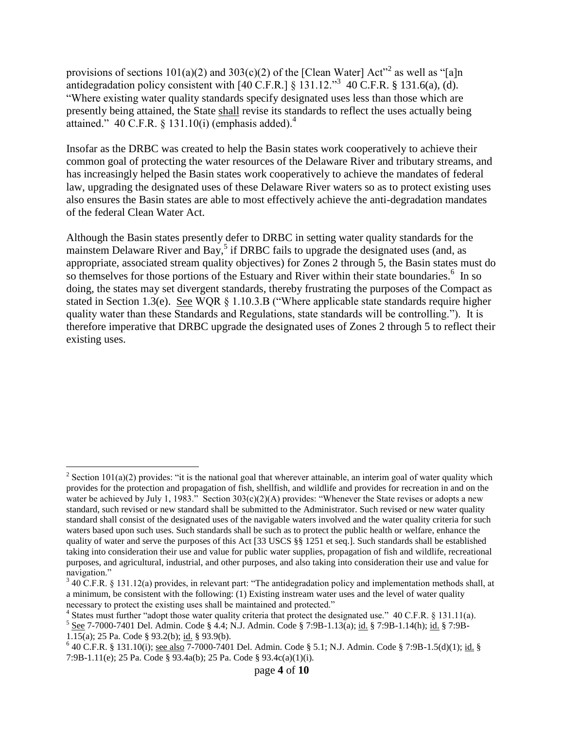provisions of sections 101(a)(2) and 303(c)(2) of the [Clean Water] Act"[2] as well as "[a]n antidegradation policy consistent with [40 C.F.R.] § 131.12."[3] 40 C.F.R. § 131.6(a), (d). "Where existing water quality standards specify designated uses less than those which are presently being attained, the State shall revise its standards to reflect the uses actually being attained." 40 C.F.R. § 131.10(i) (emphasis added).[4]

Insofar as the DRBC was created to help the Basin states work cooperatively to achieve their common goal of protecting the water resources of the Delaware River and tributary streams, and has increasingly helped the Basin states work cooperatively to achieve the mandates of federal law, upgrading the designated uses of these Delaware River waters so as to protect existing uses also ensures the Basin states are able to most effectively achieve the anti-degradation mandates of the federal Clean Water Act.

Although the Basin states presently defer to DRBC in setting water quality standards for the mainstem Delaware River and Bay,[5] if DRBC fails to upgrade the designated uses (and, as appropriate, associated stream quality objectives) for Zones 2 through 5, the Basin states must do so themselves for those portions of the Estuary and River within their state boundaries.[6] In so doing, the states may set divergent standards, thereby frustrating the purposes of the Compact as stated in Section 1.3(e). See WQR § 1.10.3.B ("Where applicable state standards require higher quality water than these Standards and Regulations, state standards will be controlling."). It is therefore imperative that DRBC upgrade the designated uses of Zones 2 through 5 to reflect their existing uses.

---

[2] Section 101(a)(2) provides: "it is the national goal that wherever attainable, an interim goal of water quality which provides for the protection and propagation of fish, shellfish, and wildlife and provides for recreation in and on the water be achieved by July 1, 1983." Section 303(c)(2)(A) provides: "Whenever the State revises or adopts a new standard, such revised or new standard shall be submitted to the Administrator. Such revised or new water quality standard shall consist of the designated uses of the navigable waters involved and the water quality criteria for such waters based upon such uses. Such standards shall be such as to protect the public health or welfare, enhance the quality of water and serve the purposes of this Act [33 USCS §§ 1251 et seq.]. Such standards shall be established taking into consideration their use and value for public water supplies, propagation of fish and wildlife, recreational purposes, and agricultural, industrial, and other purposes, and also taking into consideration their use and value for navigation."

[3] 40 C.F.R. § 131.12(a) provides, in relevant part: "The antidegradation policy and implementation methods shall, at a minimum, be consistent with the following: (1) Existing instream water uses and the level of water quality necessary to protect the existing uses shall be maintained and protected."

[4] States must further "adopt those water quality criteria that protect the designated use." 40 C.F.R. § 131.11(a).

[5] See 7-7000-7401 Del. Admin. Code § 4.4; N.J. Admin. Code § 7:9B-1.13(a); id. § 7:9B-1.14(h); id. § 7:9B-1.15(a); 25 Pa. Code § 93.2(b); id. § 93.9(b).

[6] 40 C.F.R. § 131.10(i); see also 7-7000-7401 Del. Admin. Code § 5.1; N.J. Admin. Code § 7:9B-1.5(d)(1); id. § 7:9B-1.11(e); 25 Pa. Code § 93.4a(b); 25 Pa. Code § 93.4c(a)(1)(i).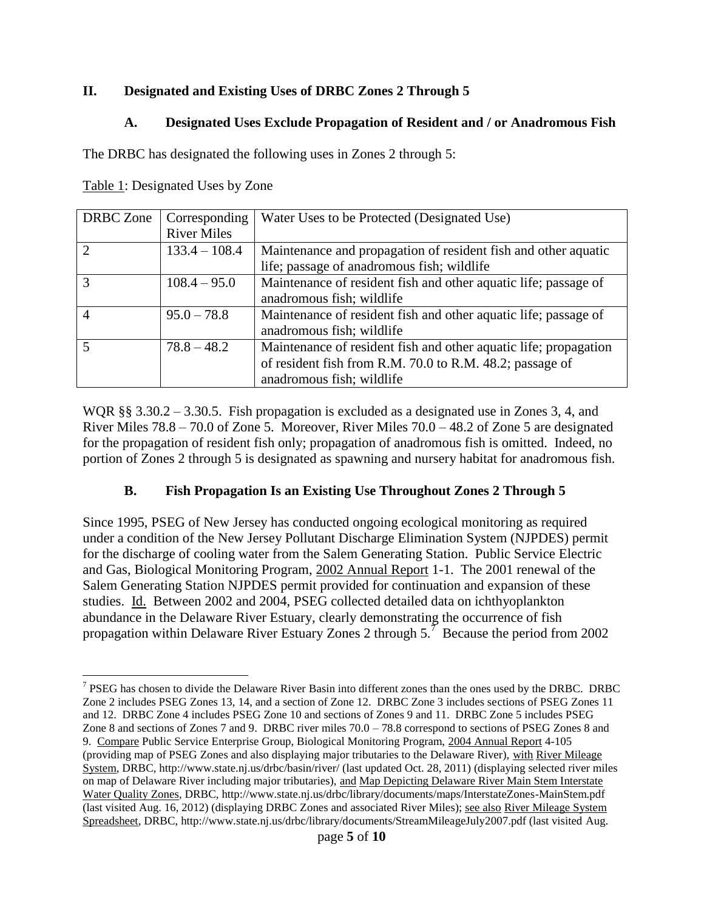## II. Designated and Existing Uses of DRBC Zones 2 Through 5

### A. Designated Uses Exclude Propagation of Resident and / or Anadromous Fish

The DRBC has designated the following uses in Zones 2 through 5:

Table 1: Designated Uses by Zone

| DRBC Zone | Corresponding River Miles | Water Uses to be Protected (Designated Use) |
|---|---|---|
| 2 | 133.4 – 108.4 | Maintenance and propagation of resident fish and other aquatic life; passage of anadromous fish; wildlife |
| 3 | 108.4 – 95.0 | Maintenance of resident fish and other aquatic life; passage of anadromous fish; wildlife |
| 4 | 95.0 – 78.8 | Maintenance of resident fish and other aquatic life; passage of anadromous fish; wildlife |
| 5 | 78.8 – 48.2 | Maintenance of resident fish and other aquatic life; propagation of resident fish from R.M. 70.0 to R.M. 48.2; passage of anadromous fish; wildlife |

WQR §§ 3.30.2 – 3.30.5. Fish propagation is excluded as a designated use in Zones 3, 4, and River Miles 78.8 – 70.0 of Zone 5. Moreover, River Miles 70.0 – 48.2 of Zone 5 are designated for the propagation of resident fish only; propagation of anadromous fish is omitted. Indeed, no portion of Zones 2 through 5 is designated as spawning and nursery habitat for anadromous fish.

### B. Fish Propagation Is an Existing Use Throughout Zones 2 Through 5

Since 1995, PSEG of New Jersey has conducted ongoing ecological monitoring as required under a condition of the New Jersey Pollutant Discharge Elimination System (NJPDES) permit for the discharge of cooling water from the Salem Generating Station. Public Service Electric and Gas, Biological Monitoring Program, 2002 Annual Report 1-1. The 2001 renewal of the Salem Generating Station NJPDES permit provided for continuation and expansion of these studies. Id. Between 2002 and 2004, PSEG collected detailed data on ichthyoplankton abundance in the Delaware River Estuary, clearly demonstrating the occurrence of fish propagation within Delaware River Estuary Zones 2 through 5.[7] Because the period from 2002

[7] PSEG has chosen to divide the Delaware River Basin into different zones than the ones used by the DRBC. DRBC Zone 2 includes PSEG Zones 13, 14, and a section of Zone 12. DRBC Zone 3 includes sections of PSEG Zones 11 and 12. DRBC Zone 4 includes PSEG Zone 10 and sections of Zones 9 and 11. DRBC Zone 5 includes PSEG Zone 8 and sections of Zones 7 and 9. DRBC river miles 70.0 – 78.8 correspond to sections of PSEG Zones 8 and 9. Compare Public Service Enterprise Group, Biological Monitoring Program, 2004 Annual Report 4-105 (providing map of PSEG Zones and also displaying major tributaries to the Delaware River), with River Mileage System, DRBC, http://www.state.nj.us/drbc/basin/river/ (last updated Oct. 28, 2011) (displaying selected river miles on map of Delaware River including major tributaries), and Map Depicting Delaware River Main Stem Interstate Water Quality Zones, DRBC, http://www.state.nj.us/drbc/library/documents/maps/InterstateZones-MainStem.pdf (last visited Aug. 16, 2012) (displaying DRBC Zones and associated River Miles); see also River Mileage System Spreadsheet, DRBC, http://www.state.nj.us/drbc/library/documents/StreamMileageJuly2007.pdf (last visited Aug.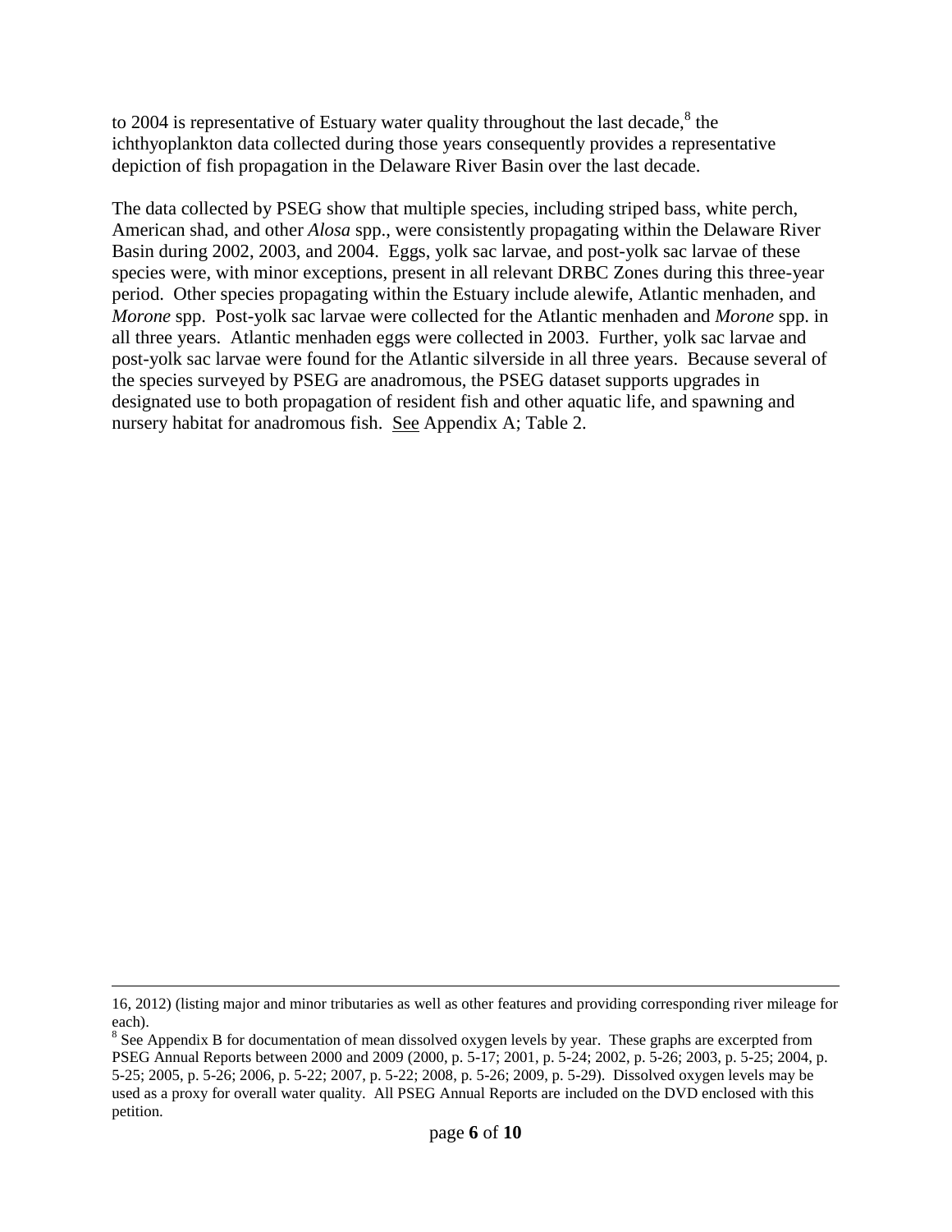to 2004 is representative of Estuary water quality throughout the last decade,[8] the ichthyoplankton data collected during those years consequently provides a representative depiction of fish propagation in the Delaware River Basin over the last decade.

The data collected by PSEG show that multiple species, including striped bass, white perch, American shad, and other *Alosa* spp., were consistently propagating within the Delaware River Basin during 2002, 2003, and 2004. Eggs, yolk sac larvae, and post-yolk sac larvae of these species were, with minor exceptions, present in all relevant DRBC Zones during this three-year period. Other species propagating within the Estuary include alewife, Atlantic menhaden, and *Morone* spp. Post-yolk sac larvae were collected for the Atlantic menhaden and *Morone* spp. in all three years. Atlantic menhaden eggs were collected in 2003. Further, yolk sac larvae and post-yolk sac larvae were found for the Atlantic silverside in all three years. Because several of the species surveyed by PSEG are anadromous, the PSEG dataset supports upgrades in designated use to both propagation of resident fish and other aquatic life, and spawning and nursery habitat for anadromous fish. See Appendix A; Table 2.

---

16, 2012) (listing major and minor tributaries as well as other features and providing corresponding river mileage for each).

[8] See Appendix B for documentation of mean dissolved oxygen levels by year. These graphs are excerpted from PSEG Annual Reports between 2000 and 2009 (2000, p. 5-17; 2001, p. 5-24; 2002, p. 5-26; 2003, p. 5-25; 2004, p. 5-25; 2005, p. 5-26; 2006, p. 5-22; 2007, p. 5-22; 2008, p. 5-26; 2009, p. 5-29). Dissolved oxygen levels may be used as a proxy for overall water quality. All PSEG Annual Reports are included on the DVD enclosed with this petition.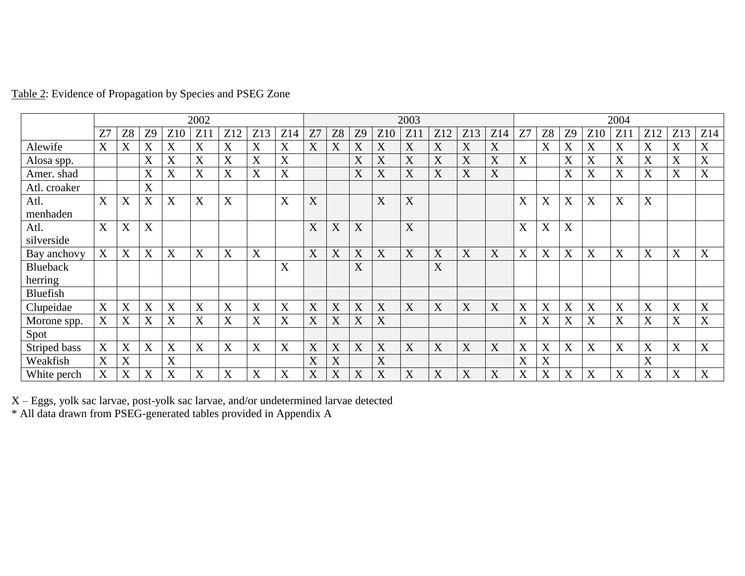Table 2: Evidence of Propagation by Species and PSEG Zone

| | 2002 | | | | | | | | 2003 | | | | | | | | 2004 | | | | | | | |
|---|---|---|---|---|---|---|---|---|---|---|---|---|---|---|---|---|---|---|---|---|---|---|---|---|
| | Z7 | Z8 | Z9 | Z10 | Z11 | Z12 | Z13 | Z14 | Z7 | Z8 | Z9 | Z10 | Z11 | Z12 | Z13 | Z14 | Z7 | Z8 | Z9 | Z10 | Z11 | Z12 | Z13 | Z14 |
| Alewife | X | X | X | X | X | X | X | X | X | X | X | X | X | X | X | X | | X | X | X | X | X | X | X |
| Alosa spp. | | | X | X | X | X | X | X | | | X | X | X | X | X | X | X | | X | X | X | X | X | X |
| Amer. shad | | | X | X | X | X | X | X | | | X | X | X | X | X | X | | | X | X | X | X | X | X |
| Atl. croaker | | | X | | | | | | | | | | | | | | | | | | | | | |
| Atl. menhaden | X | X | X | X | X | X | | X | X | | | X | X | | | | X | X | X | X | X | X | | |
| Atl. silverside | X | X | X | | | | | | X | X | X | | X | | | | X | X | X | | | | | |
| Bay anchovy | X | X | X | X | X | X | X | | X | X | X | X | X | X | X | X | X | X | X | X | X | X | X | X |
| Blueback herring | | | | | | | | X | | | X | | | X | | | | | | | | | | |
| Bluefish | | | | | | | | | | | | | | | | | | | | | | | | |
| Clupeidae | X | X | X | X | X | X | X | X | X | X | X | X | X | X | X | X | X | X | X | X | X | X | X | X |
| Morone spp. | X | X | X | X | X | X | X | X | X | X | X | X | | | | | X | X | X | X | X | X | X | X |
| Spot | | | | | | | | | | | | | | | | | | | | | | | | |
| Striped bass | X | X | X | X | X | X | X | X | X | X | X | X | X | X | X | X | X | X | X | X | X | X | X | X |
| Weakfish | X | X | | X | | | | | X | X | | X | | | | | X | X | | | | X | | |
| White perch | X | X | X | X | X | X | X | X | X | X | X | X | X | X | X | X | X | X | X | X | X | X | X | X |

X – Eggs, yolk sac larvae, post-yolk sac larvae, and/or undetermined larvae detected
* All data drawn from PSEG-generated tables provided in Appendix A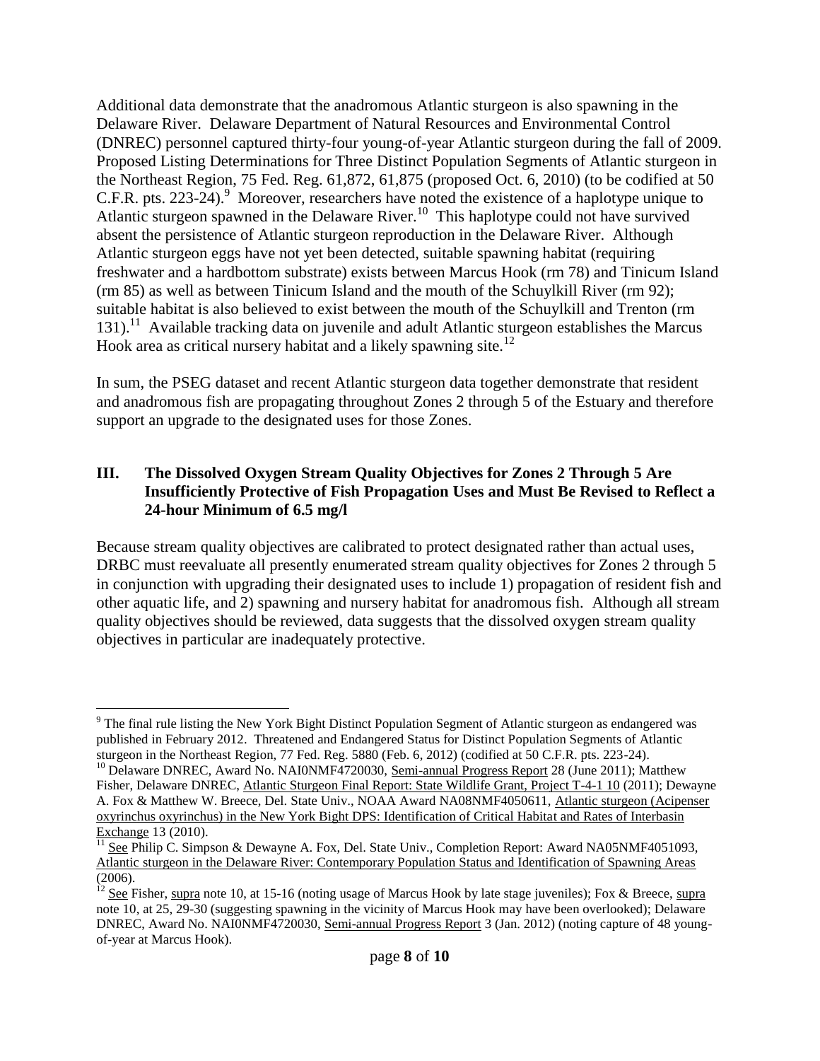Additional data demonstrate that the anadromous Atlantic sturgeon is also spawning in the Delaware River. Delaware Department of Natural Resources and Environmental Control (DNREC) personnel captured thirty-four young-of-year Atlantic sturgeon during the fall of 2009. Proposed Listing Determinations for Three Distinct Population Segments of Atlantic sturgeon in the Northeast Region, 75 Fed. Reg. 61,872, 61,875 (proposed Oct. 6, 2010) (to be codified at 50 C.F.R. pts. 223-24).[9] Moreover, researchers have noted the existence of a haplotype unique to Atlantic sturgeon spawned in the Delaware River.[10] This haplotype could not have survived absent the persistence of Atlantic sturgeon reproduction in the Delaware River. Although Atlantic sturgeon eggs have not yet been detected, suitable spawning habitat (requiring freshwater and a hardbottom substrate) exists between Marcus Hook (rm 78) and Tinicum Island (rm 85) as well as between Tinicum Island and the mouth of the Schuylkill River (rm 92); suitable habitat is also believed to exist between the mouth of the Schuylkill and Trenton (rm 131).[11] Available tracking data on juvenile and adult Atlantic sturgeon establishes the Marcus Hook area as critical nursery habitat and a likely spawning site.[12]

In sum, the PSEG dataset and recent Atlantic sturgeon data together demonstrate that resident and anadromous fish are propagating throughout Zones 2 through 5 of the Estuary and therefore support an upgrade to the designated uses for those Zones.

## III. The Dissolved Oxygen Stream Quality Objectives for Zones 2 Through 5 Are Insufficiently Protective of Fish Propagation Uses and Must Be Revised to Reflect a 24-hour Minimum of 6.5 mg/l

Because stream quality objectives are calibrated to protect designated rather than actual uses, DRBC must reevaluate all presently enumerated stream quality objectives for Zones 2 through 5 in conjunction with upgrading their designated uses to include 1) propagation of resident fish and other aquatic life, and 2) spawning and nursery habitat for anadromous fish. Although all stream quality objectives should be reviewed, data suggests that the dissolved oxygen stream quality objectives in particular are inadequately protective.

---

[9] The final rule listing the New York Bight Distinct Population Segment of Atlantic sturgeon as endangered was published in February 2012. Threatened and Endangered Status for Distinct Population Segments of Atlantic sturgeon in the Northeast Region, 77 Fed. Reg. 5880 (Feb. 6, 2012) (codified at 50 C.F.R. pts. 223-24).

[10] Delaware DNREC, Award No. NAI0NMF4720030, Semi-annual Progress Report 28 (June 2011); Matthew Fisher, Delaware DNREC, Atlantic Sturgeon Final Report: State Wildlife Grant, Project T-4-1 10 (2011); Dewayne A. Fox & Matthew W. Breece, Del. State Univ., NOAA Award NA08NMF4050611, Atlantic sturgeon (Acipenser oxyrinchus oxyrinchus) in the New York Bight DPS: Identification of Critical Habitat and Rates of Interbasin Exchange 13 (2010).

[11] See Philip C. Simpson & Dewayne A. Fox, Del. State Univ., Completion Report: Award NA05NMF4051093, Atlantic sturgeon in the Delaware River: Contemporary Population Status and Identification of Spawning Areas (2006).

[12] See Fisher, supra note 10, at 15-16 (noting usage of Marcus Hook by late stage juveniles); Fox & Breece, supra note 10, at 25, 29-30 (suggesting spawning in the vicinity of Marcus Hook may have been overlooked); Delaware DNREC, Award No. NAI0NMF4720030, Semi-annual Progress Report 3 (Jan. 2012) (noting capture of 48 young-of-year at Marcus Hook).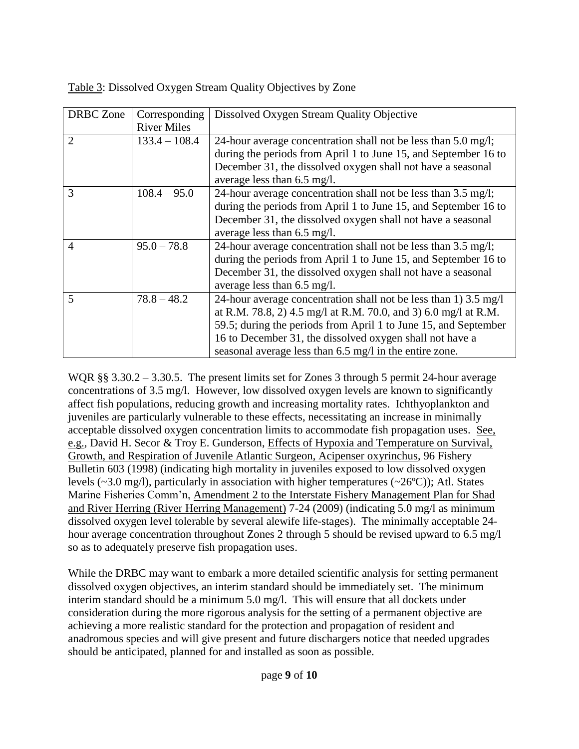<u>Table 3</u>: Dissolved Oxygen Stream Quality Objectives by Zone

| DRBC Zone | Corresponding River Miles | Dissolved Oxygen Stream Quality Objective |
|---|---|---|
| 2 | 133.4 – 108.4 | 24-hour average concentration shall not be less than 5.0 mg/l; during the periods from April 1 to June 15, and September 16 to December 31, the dissolved oxygen shall not have a seasonal average less than 6.5 mg/l. |
| 3 | 108.4 – 95.0 | 24-hour average concentration shall not be less than 3.5 mg/l; during the periods from April 1 to June 15, and September 16 to December 31, the dissolved oxygen shall not have a seasonal average less than 6.5 mg/l. |
| 4 | 95.0 – 78.8 | 24-hour average concentration shall not be less than 3.5 mg/l; during the periods from April 1 to June 15, and September 16 to December 31, the dissolved oxygen shall not have a seasonal average less than 6.5 mg/l. |
| 5 | 78.8 – 48.2 | 24-hour average concentration shall not be less than 1) 3.5 mg/l at R.M. 78.8, 2) 4.5 mg/l at R.M. 70.0, and 3) 6.0 mg/l at R.M. 59.5; during the periods from April 1 to June 15, and September 16 to December 31, the dissolved oxygen shall not have a seasonal average less than 6.5 mg/l in the entire zone. |

WQR §§ 3.30.2 – 3.30.5. The present limits set for Zones 3 through 5 permit 24-hour average concentrations of 3.5 mg/l. However, low dissolved oxygen levels are known to significantly affect fish populations, reducing growth and increasing mortality rates. Ichthyoplankton and juveniles are particularly vulnerable to these effects, necessitating an increase in minimally acceptable dissolved oxygen concentration limits to accommodate fish propagation uses. <u>See, e.g.</u>, David H. Secor & Troy E. Gunderson, <u>Effects of Hypoxia and Temperature on Survival, Growth, and Respiration of Juvenile Atlantic Surgeon, Acipenser oxyrinchus</u>, 96 Fishery Bulletin 603 (1998) (indicating high mortality in juveniles exposed to low dissolved oxygen levels (~3.0 mg/l), particularly in association with higher temperatures (~26ºC)); Atl. States Marine Fisheries Comm'n, <u>Amendment 2 to the Interstate Fishery Management Plan for Shad and River Herring (River Herring Management)</u> 7-24 (2009) (indicating 5.0 mg/l as minimum dissolved oxygen level tolerable by several alewife life-stages). The minimally acceptable 24-hour average concentration throughout Zones 2 through 5 should be revised upward to 6.5 mg/l so as to adequately preserve fish propagation uses.

While the DRBC may want to embark a more detailed scientific analysis for setting permanent dissolved oxygen objectives, an interim standard should be immediately set. The minimum interim standard should be a minimum 5.0 mg/l. This will ensure that all dockets under consideration during the more rigorous analysis for the setting of a permanent objective are achieving a more realistic standard for the protection and propagation of resident and anadromous species and will give present and future dischargers notice that needed upgrades should be anticipated, planned for and installed as soon as possible.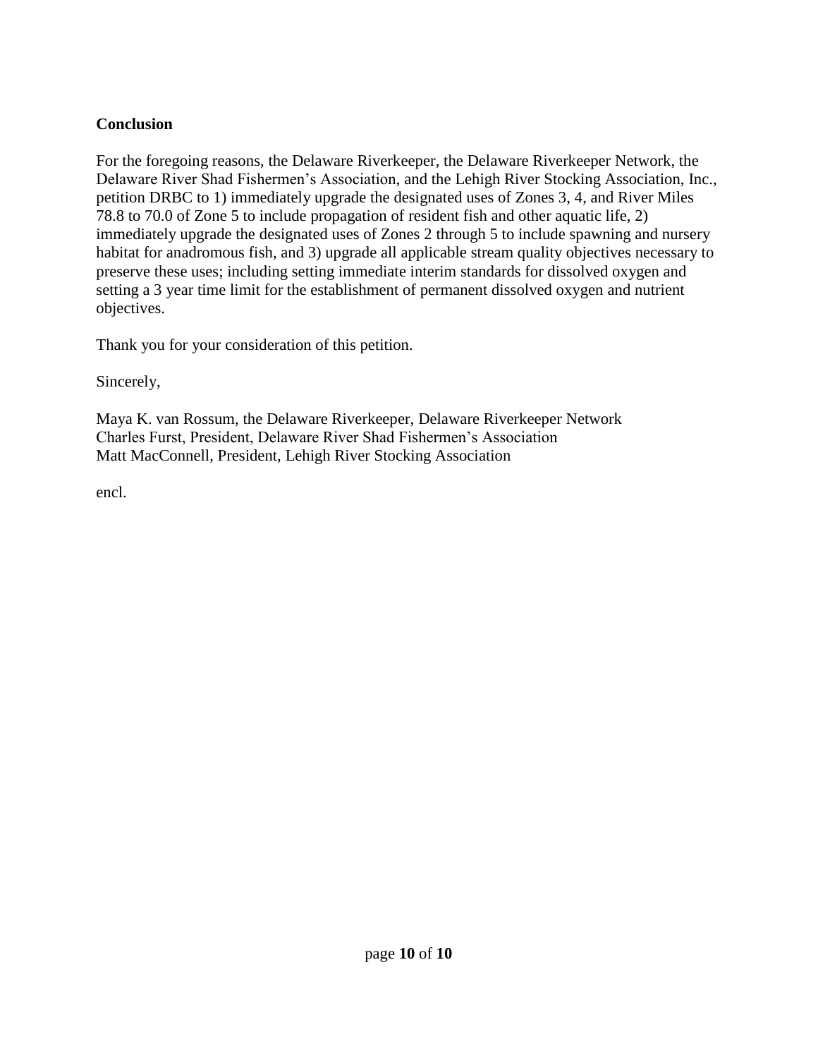**Conclusion**

For the foregoing reasons, the Delaware Riverkeeper, the Delaware Riverkeeper Network, the Delaware River Shad Fishermen's Association, and the Lehigh River Stocking Association, Inc., petition DRBC to 1) immediately upgrade the designated uses of Zones 3, 4, and River Miles 78.8 to 70.0 of Zone 5 to include propagation of resident fish and other aquatic life, 2) immediately upgrade the designated uses of Zones 2 through 5 to include spawning and nursery habitat for anadromous fish, and 3) upgrade all applicable stream quality objectives necessary to preserve these uses; including setting immediate interim standards for dissolved oxygen and setting a 3 year time limit for the establishment of permanent dissolved oxygen and nutrient objectives.

Thank you for your consideration of this petition.

Sincerely,

Maya K. van Rossum, the Delaware Riverkeeper, Delaware Riverkeeper Network
Charles Furst, President, Delaware River Shad Fishermen's Association
Matt MacConnell, President, Lehigh River Stocking Association

encl.